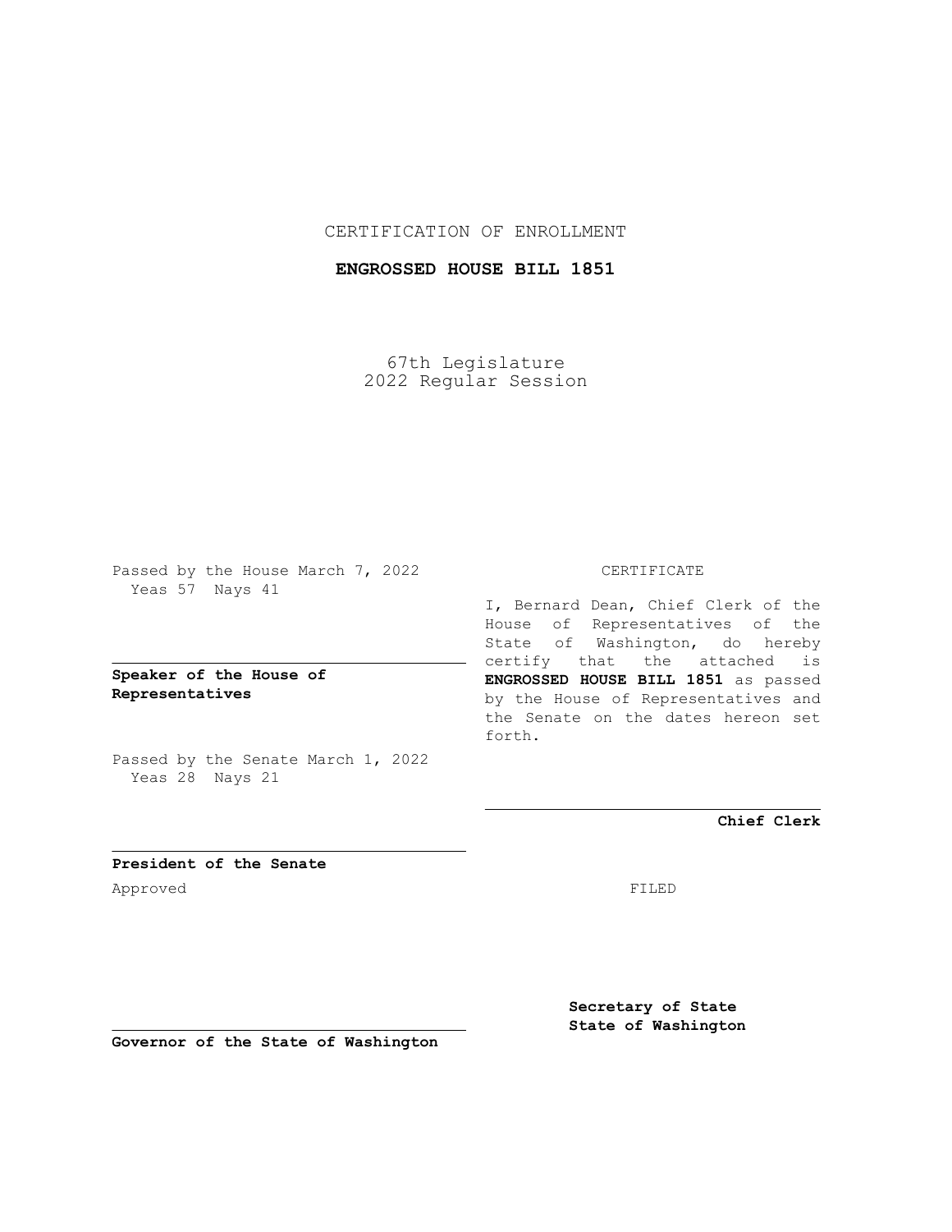CERTIFICATION OF ENROLLMENT

**ENGROSSED HOUSE BILL 1851**

67th Legislature
2022 Regular Session

Passed by the House March 7, 2022
Yeas 57 Nays 41

**Speaker of the House of Representatives**

Passed by the Senate March 1, 2022
Yeas 28 Nays 21

**President of the Senate**

Approved

**Governor of the State of Washington**

CERTIFICATE

I, Bernard Dean, Chief Clerk of the House of Representatives of the State of Washington, do hereby certify that the attached is **ENGROSSED HOUSE BILL 1851** as passed by the House of Representatives and the Senate on the dates hereon set forth.

**Chief Clerk**

FILED

**Secretary of State**
**State of Washington**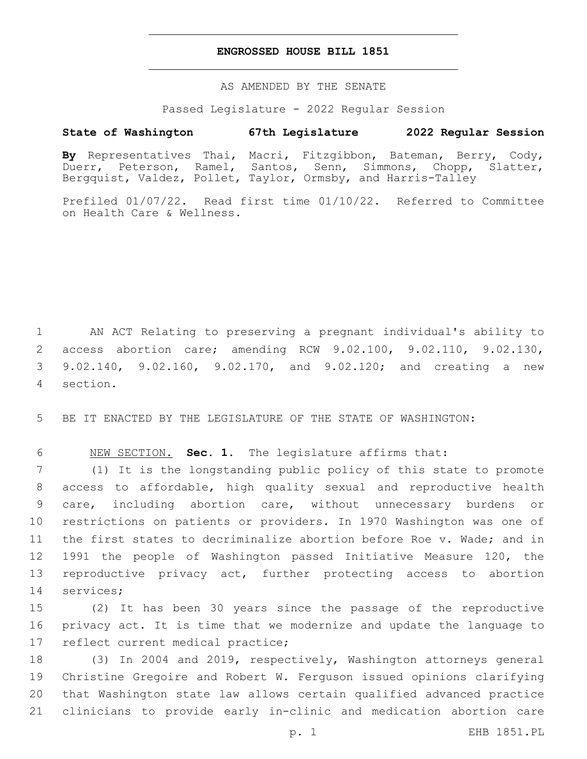# ENGROSSED HOUSE BILL 1851

AS AMENDED BY THE SENATE

Passed Legislature - 2022 Regular Session

**State of Washington 67th Legislature 2022 Regular Session**

**By** Representatives Thai, Macri, Fitzgibbon, Bateman, Berry, Cody, Duerr, Peterson, Ramel, Santos, Senn, Simmons, Chopp, Slatter, Bergquist, Valdez, Pollet, Taylor, Ormsby, and Harris-Talley

Prefiled 01/07/22. Read first time 01/10/22. Referred to Committee on Health Care & Wellness.

AN ACT Relating to preserving a pregnant individual's ability to access abortion care; amending RCW 9.02.100, 9.02.110, 9.02.130, 9.02.140, 9.02.160, 9.02.170, and 9.02.120; and creating a new section.

BE IT ENACTED BY THE LEGISLATURE OF THE STATE OF WASHINGTON:

NEW SECTION. **Sec. 1.** The legislature affirms that:

(1) It is the longstanding public policy of this state to promote access to affordable, high quality sexual and reproductive health care, including abortion care, without unnecessary burdens or restrictions on patients or providers. In 1970 Washington was one of the first states to decriminalize abortion before Roe v. Wade; and in 1991 the people of Washington passed Initiative Measure 120, the reproductive privacy act, further protecting access to abortion services;

(2) It has been 30 years since the passage of the reproductive privacy act. It is time that we modernize and update the language to reflect current medical practice;

(3) In 2004 and 2019, respectively, Washington attorneys general Christine Gregoire and Robert W. Ferguson issued opinions clarifying that Washington state law allows certain qualified advanced practice clinicians to provide early in-clinic and medication abortion care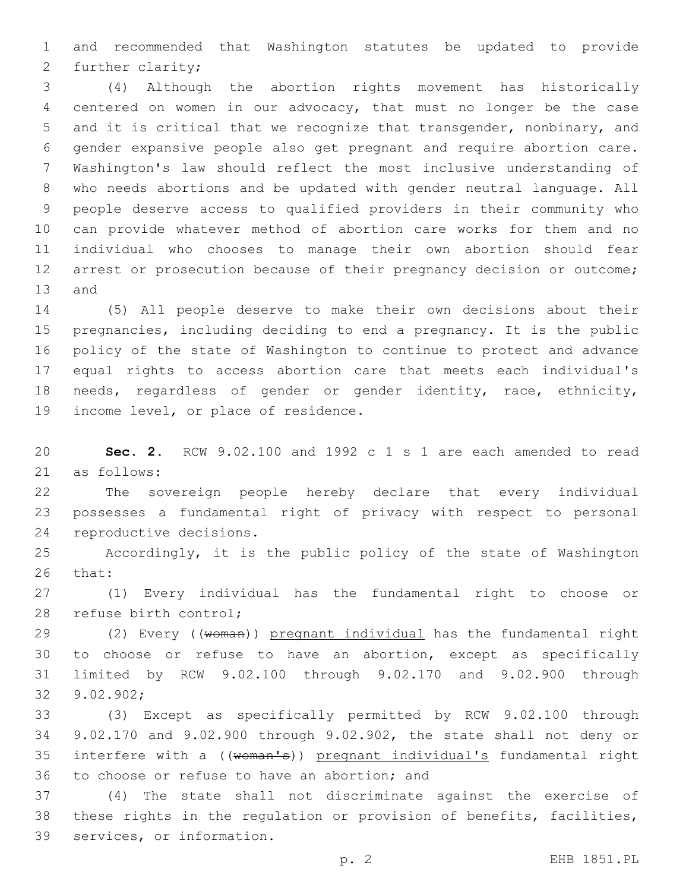and recommended that Washington statutes be updated to provide further clarity;

(4) Although the abortion rights movement has historically centered on women in our advocacy, that must no longer be the case and it is critical that we recognize that transgender, nonbinary, and gender expansive people also get pregnant and require abortion care. Washington's law should reflect the most inclusive understanding of who needs abortions and be updated with gender neutral language. All people deserve access to qualified providers in their community who can provide whatever method of abortion care works for them and no individual who chooses to manage their own abortion should fear arrest or prosecution because of their pregnancy decision or outcome; and

(5) All people deserve to make their own decisions about their pregnancies, including deciding to end a pregnancy. It is the public policy of the state of Washington to continue to protect and advance equal rights to access abortion care that meets each individual's needs, regardless of gender or gender identity, race, ethnicity, income level, or place of residence.

**Sec. 2.** RCW 9.02.100 and 1992 c 1 s 1 are each amended to read as follows:

The sovereign people hereby declare that every individual possesses a fundamental right of privacy with respect to personal reproductive decisions.

Accordingly, it is the public policy of the state of Washington that:

(1) Every individual has the fundamental right to choose or refuse birth control;

(2) Every ((~~woman~~)) <u>pregnant individual</u> has the fundamental right to choose or refuse to have an abortion, except as specifically limited by RCW 9.02.100 through 9.02.170 and 9.02.900 through 9.02.902;

(3) Except as specifically permitted by RCW 9.02.100 through 9.02.170 and 9.02.900 through 9.02.902, the state shall not deny or interfere with a ((~~woman's~~)) <u>pregnant individual's</u> fundamental right to choose or refuse to have an abortion; and

(4) The state shall not discriminate against the exercise of these rights in the regulation or provision of benefits, facilities, services, or information.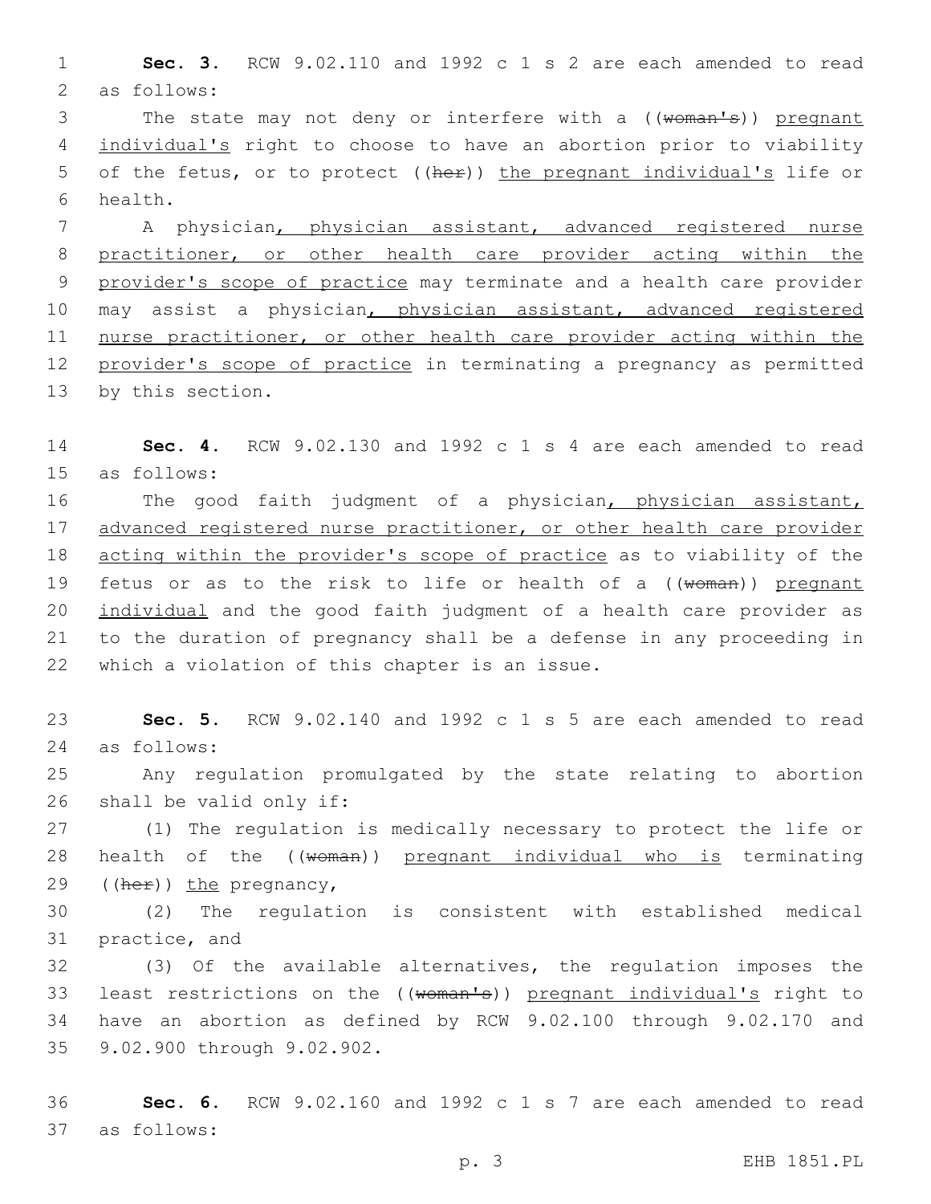**Sec. 3.** RCW 9.02.110 and 1992 c 1 s 2 are each amended to read as follows:

The state may not deny or interfere with a ((~~woman's~~)) <u>pregnant individual's</u> right to choose to have an abortion prior to viability of the fetus, or to protect ((~~her~~)) <u>the pregnant individual's</u> life or health.

A physician<u>, physician assistant, advanced registered nurse practitioner, or other health care provider acting within the provider's scope of practice</u> may terminate and a health care provider may assist a physician<u>, physician assistant, advanced registered nurse practitioner, or other health care provider acting within the provider's scope of practice</u> in terminating a pregnancy as permitted by this section.

**Sec. 4.** RCW 9.02.130 and 1992 c 1 s 4 are each amended to read as follows:

The good faith judgment of a physician<u>, physician assistant, advanced registered nurse practitioner, or other health care provider acting within the provider's scope of practice</u> as to viability of the fetus or as to the risk to life or health of a ((~~woman~~)) <u>pregnant individual</u> and the good faith judgment of a health care provider as to the duration of pregnancy shall be a defense in any proceeding in which a violation of this chapter is an issue.

**Sec. 5.** RCW 9.02.140 and 1992 c 1 s 5 are each amended to read as follows:

Any regulation promulgated by the state relating to abortion shall be valid only if:

(1) The regulation is medically necessary to protect the life or health of the ((~~woman~~)) <u>pregnant individual who is</u> terminating ((~~her~~)) <u>the</u> pregnancy,

(2) The regulation is consistent with established medical practice, and

(3) Of the available alternatives, the regulation imposes the least restrictions on the ((~~woman's~~)) <u>pregnant individual's</u> right to have an abortion as defined by RCW 9.02.100 through 9.02.170 and 9.02.900 through 9.02.902.

**Sec. 6.** RCW 9.02.160 and 1992 c 1 s 7 are each amended to read as follows: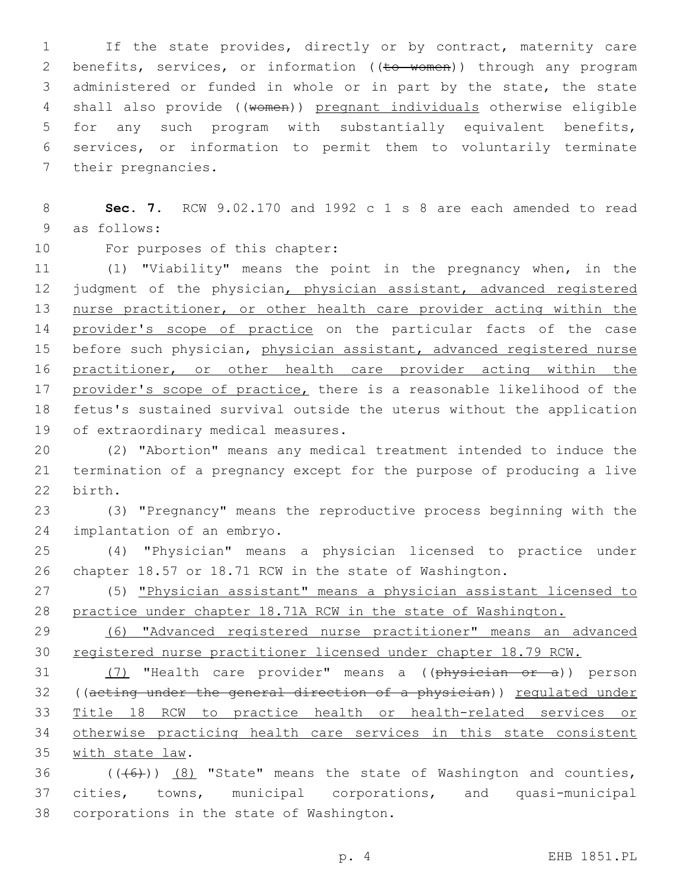If the state provides, directly or by contract, maternity care benefits, services, or information ((~~to women~~)) through any program administered or funded in whole or in part by the state, the state shall also provide ((~~women~~)) <u>pregnant individuals</u> otherwise eligible for any such program with substantially equivalent benefits, services, or information to permit them to voluntarily terminate their pregnancies.

**Sec. 7.** RCW 9.02.170 and 1992 c 1 s 8 are each amended to read as follows:

For purposes of this chapter:

(1) "Viability" means the point in the pregnancy when, in the judgment of the physician<u>, physician assistant, advanced registered nurse practitioner, or other health care provider acting within the provider's scope of practice</u> on the particular facts of the case before such physician, <u>physician assistant, advanced registered nurse practitioner, or other health care provider acting within the provider's scope of practice,</u> there is a reasonable likelihood of the fetus's sustained survival outside the uterus without the application of extraordinary medical measures.

(2) "Abortion" means any medical treatment intended to induce the termination of a pregnancy except for the purpose of producing a live birth.

(3) "Pregnancy" means the reproductive process beginning with the implantation of an embryo.

(4) "Physician" means a physician licensed to practice under chapter 18.57 or 18.71 RCW in the state of Washington.

(5) <u>"Physician assistant" means a physician assistant licensed to practice under chapter 18.71A RCW in the state of Washington.</u>

<u>(6) "Advanced registered nurse practitioner" means an advanced registered nurse practitioner licensed under chapter 18.79 RCW.</u>

<u>(7)</u> "Health care provider" means a ((~~physician or a~~)) person ((~~acting under the general direction of a physician~~)) <u>regulated under Title 18 RCW to practice health or health-related services or otherwise practicing health care services in this state consistent with state law</u>.

((~~(6)~~)) <u>(8)</u> "State" means the state of Washington and counties, cities, towns, municipal corporations, and quasi-municipal corporations in the state of Washington.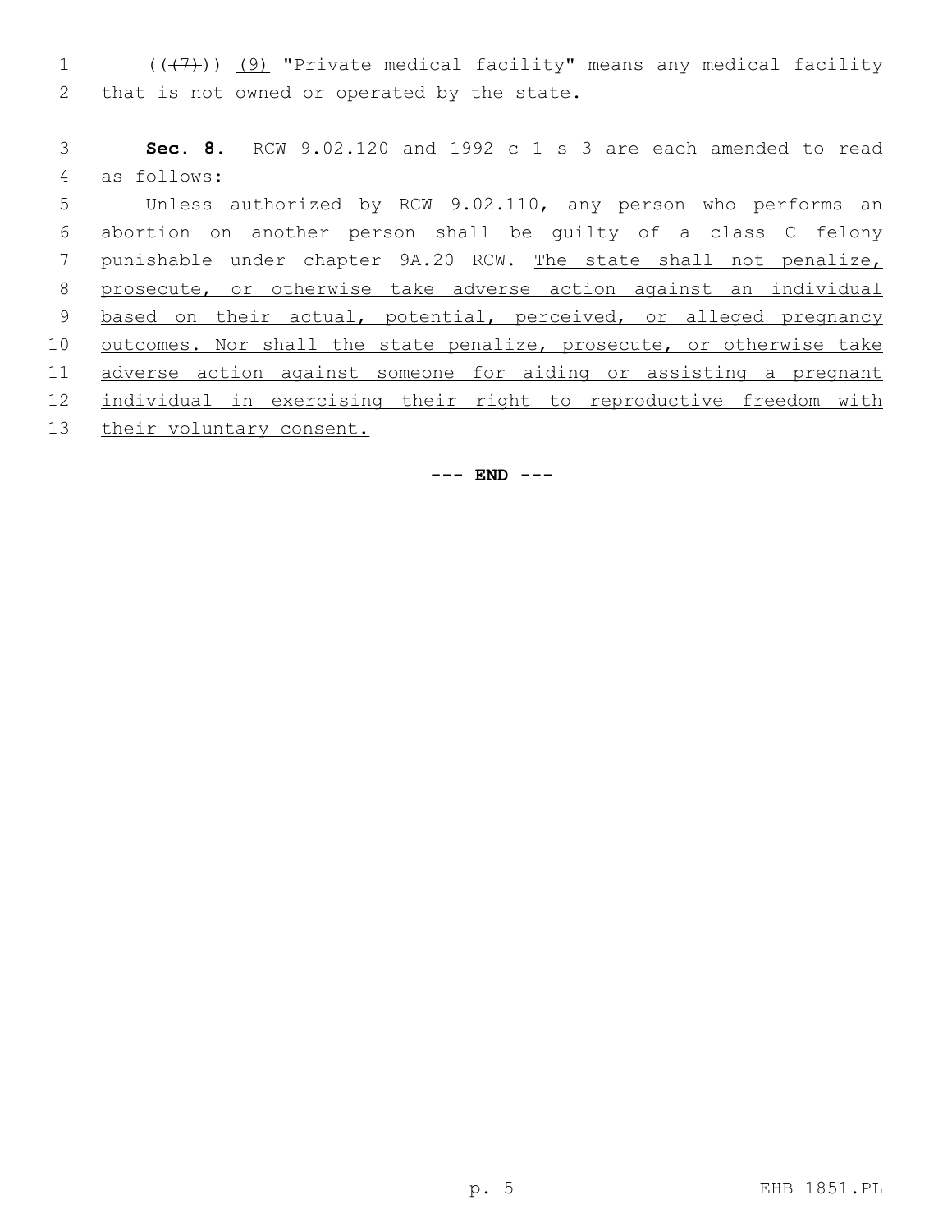(((7))) (9) "Private medical facility" means any medical facility that is not owned or operated by the state.

**Sec. 8.** RCW 9.02.120 and 1992 c 1 s 3 are each amended to read as follows:

Unless authorized by RCW 9.02.110, any person who performs an abortion on another person shall be guilty of a class C felony punishable under chapter 9A.20 RCW. The state shall not penalize, prosecute, or otherwise take adverse action against an individual based on their actual, potential, perceived, or alleged pregnancy outcomes. Nor shall the state penalize, prosecute, or otherwise take adverse action against someone for aiding or assisting a pregnant individual in exercising their right to reproductive freedom with their voluntary consent.

**--- END ---**